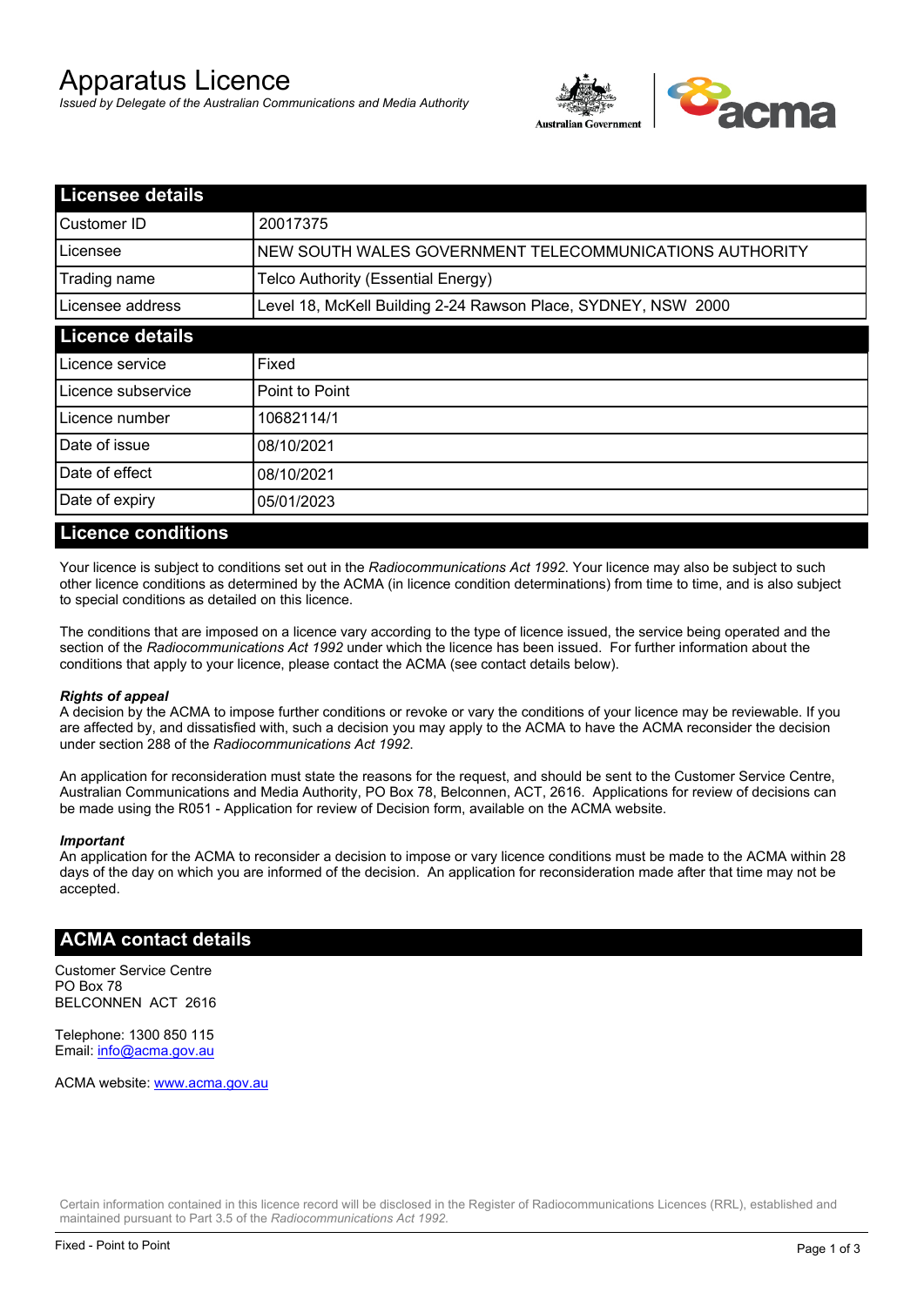# Apparatus Licence

*Issued by Delegate of the Australian Communications and Media Authority*

## Licensee details

| | |
|---|---|
| Customer ID | 20017375 |
| Licensee | NEW SOUTH WALES GOVERNMENT TELECOMMUNICATIONS AUTHORITY |
| Trading name | Telco Authority (Essential Energy) |
| Licensee address | Level 18, McKell Building 2-24 Rawson Place, SYDNEY, NSW 2000 |

## Licence details

| | |
|---|---|
| Licence service | Fixed |
| Licence subservice | Point to Point |
| Licence number | 10682114/1 |
| Date of issue | 08/10/2021 |
| Date of effect | 08/10/2021 |
| Date of expiry | 05/01/2023 |

## Licence conditions

Your licence is subject to conditions set out in the *Radiocommunications Act 1992*. Your licence may also be subject to such other licence conditions as determined by the ACMA (in licence condition determinations) from time to time, and is also subject to special conditions as detailed on this licence.

The conditions that are imposed on a licence vary according to the type of licence issued, the service being operated and the section of the *Radiocommunications Act 1992* under which the licence has been issued. For further information about the conditions that apply to your licence, please contact the ACMA (see contact details below).

***Rights of appeal***

A decision by the ACMA to impose further conditions or revoke or vary the conditions of your licence may be reviewable. If you are affected by, and dissatisfied with, such a decision you may apply to the ACMA to have the ACMA reconsider the decision under section 288 of the *Radiocommunications Act 1992*.

An application for reconsideration must state the reasons for the request, and should be sent to the Customer Service Centre, Australian Communications and Media Authority, PO Box 78, Belconnen, ACT, 2616. Applications for review of decisions can be made using the R051 - Application for review of Decision form, available on the ACMA website.

***Important***

An application for the ACMA to reconsider a decision to impose or vary licence conditions must be made to the ACMA within 28 days of the day on which you are informed of the decision. An application for reconsideration made after that time may not be accepted.

## ACMA contact details

Customer Service Centre
PO Box 78
BELCONNEN ACT 2616

Telephone: 1300 850 115
Email: info@acma.gov.au

ACMA website: www.acma.gov.au

Certain information contained in this licence record will be disclosed in the Register of Radiocommunications Licences (RRL), established and maintained pursuant to Part 3.5 of the *Radiocommunications Act 1992.*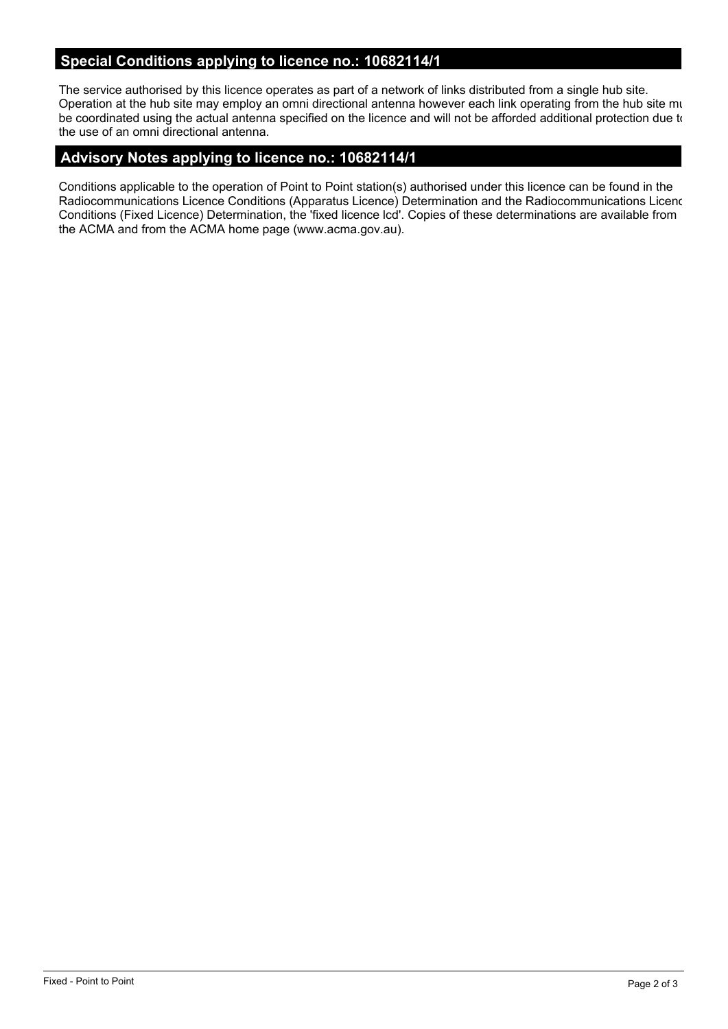## Special Conditions applying to licence no.: 10682114/1

The service authorised by this licence operates as part of a network of links distributed from a single hub site. Operation at the hub site may employ an omni directional antenna however each link operating from the hub site mu be coordinated using the actual antenna specified on the licence and will not be afforded additional protection due to the use of an omni directional antenna.

## Advisory Notes applying to licence no.: 10682114/1

Conditions applicable to the operation of Point to Point station(s) authorised under this licence can be found in the Radiocommunications Licence Conditions (Apparatus Licence) Determination and the Radiocommunications Licenc Conditions (Fixed Licence) Determination, the 'fixed licence lcd'. Copies of these determinations are available from the ACMA and from the ACMA home page (www.acma.gov.au).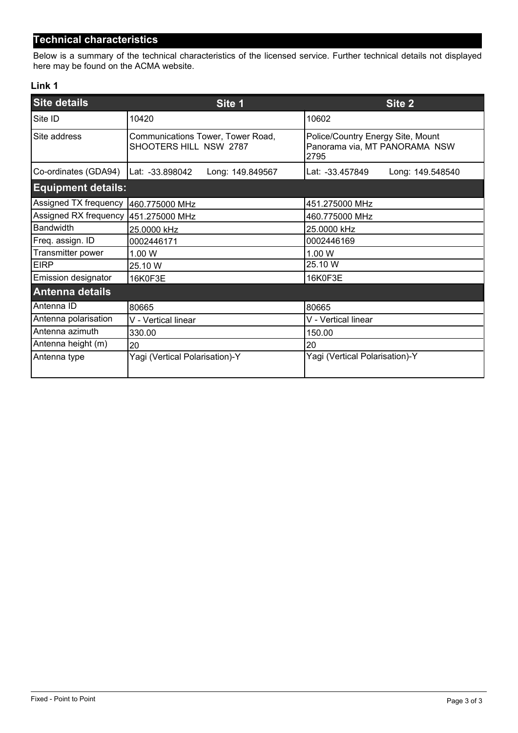## Technical characteristics

Below is a summary of the technical characteristics of the licensed service. Further technical details not displayed here may be found on the ACMA website.

### Link 1

| Site details | Site 1 | Site 2 |
|---|---|---|
| Site ID | 10420 | 10602 |
| Site address | Communications Tower, Tower Road, SHOOTERS HILL NSW 2787 | Police/Country Energy Site, Mount Panorama via, MT PANORAMA NSW 2795 |
| Co-ordinates (GDA94) | Lat: -33.898042 Long: 149.849567 | Lat: -33.457849 Long: 149.548540 |
| **Equipment details:** | | |
| Assigned TX frequency | 460.775000 MHz | 451.275000 MHz |
| Assigned RX frequency | 451.275000 MHz | 460.775000 MHz |
| Bandwidth | 25.0000 kHz | 25.0000 kHz |
| Freq. assign. ID | 0002446171 | 0002446169 |
| Transmitter power | 1.00 W | 1.00 W |
| EIRP | 25.10 W | 25.10 W |
| Emission designator | 16K0F3E | 16K0F3E |
| **Antenna details** | | |
| Antenna ID | 80665 | 80665 |
| Antenna polarisation | V - Vertical linear | V - Vertical linear |
| Antenna azimuth | 330.00 | 150.00 |
| Antenna height (m) | 20 | 20 |
| Antenna type | Yagi (Vertical Polarisation)-Y | Yagi (Vertical Polarisation)-Y |

Fixed - Point to Point